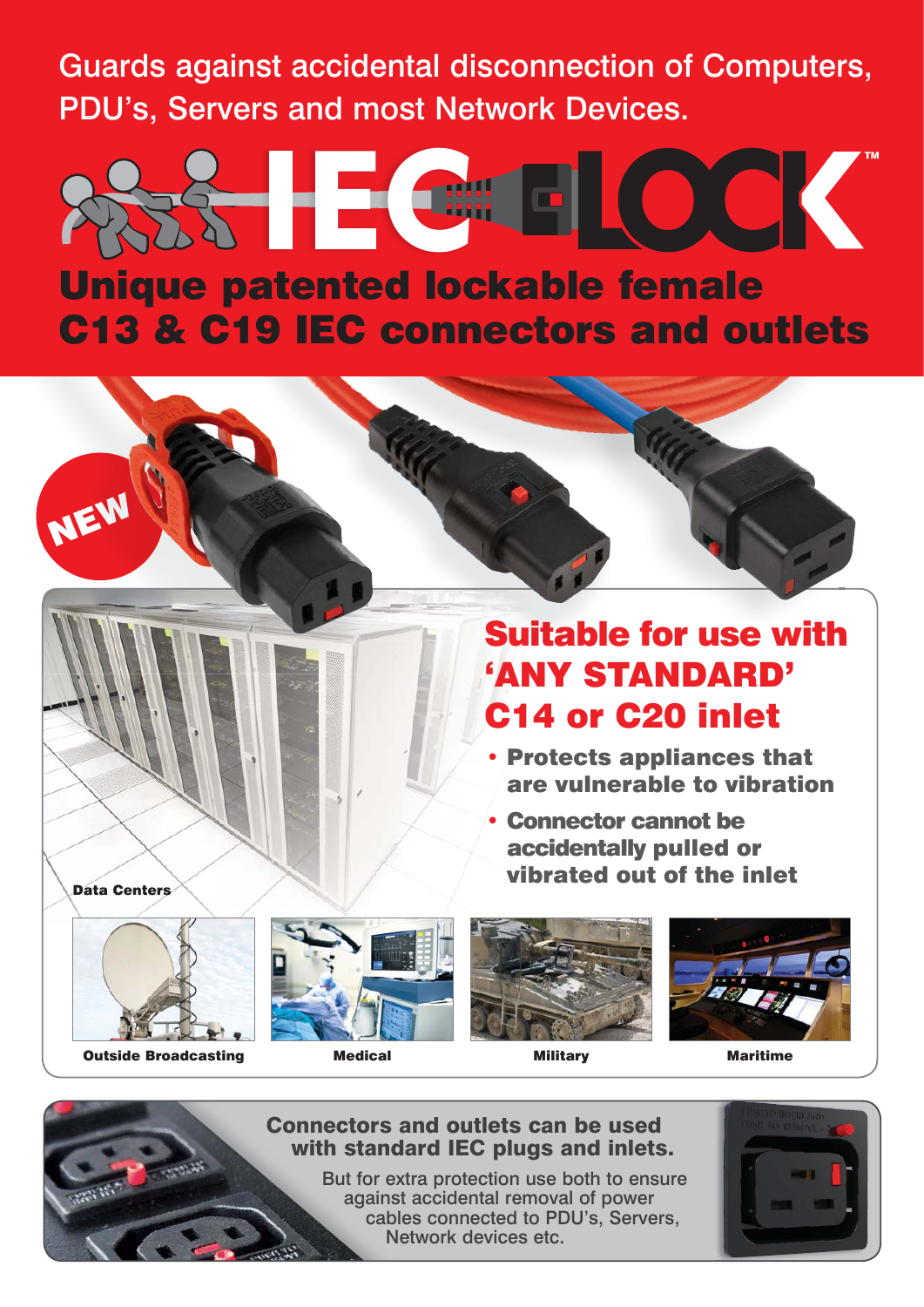Guards against accidental disconnection of Computers, PDU's, Servers and most Network Devices.

# IEC LOCK™

## Unique patented lockable female C13 & C19 IEC connectors and outlets

NEW

## Suitable for use with 'ANY STANDARD' C14 or C20 inlet

- **Protects appliances that are vulnerable to vibration**
- **Connector cannot be accidentally pulled or vibrated out of the inlet**

**Data Centers**

**Outside Broadcasting**

**Medical**

**Military**

**Maritime**

**Connectors and outlets can be used with standard IEC plugs and inlets.**

But for extra protection use both to ensure against accidental removal of power cables connected to PDU's, Servers, Network devices etc.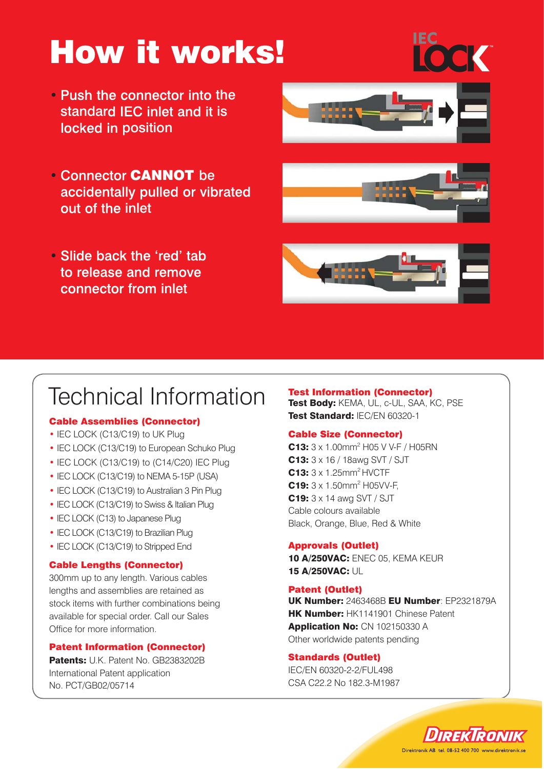# How it works!

IEC LOCK

- Push the connector into the standard IEC inlet and it is locked in position
- Connector **CANNOT** be accidentally pulled or vibrated out of the inlet
- Slide back the 'red' tab to release and remove connector from inlet

## Technical Information

### Cable Assemblies (Connector)

- IEC LOCK (C13/C19) to UK Plug
- IEC LOCK (C13/C19) to European Schuko Plug
- IEC LOCK (C13/C19) to (C14/C20) IEC Plug
- IEC LOCK (C13/C19) to NEMA 5-15P (USA)
- IEC LOCK (C13/C19) to Australian 3 Pin Plug
- IEC LOCK (C13/C19) to Swiss & Italian Plug
- IEC LOCK (C13) to Japanese Plug
- IEC LOCK (C13/C19) to Brazilian Plug
- IEC LOCK (C13/C19) to Stripped End

### Cable Lengths (Connector)

300mm up to any length. Various cables lengths and assemblies are retained as stock items with further combinations being available for special order. Call our Sales Office for more information.

### Patent Information (Connector)

**Patents:** U.K. Patent No. GB2383202B
International Patent application
No. PCT/GB02/05714

### Test Information (Connector)

**Test Body:** KEMA, UL, c-UL, SAA, KC, PSE
**Test Standard:** IEC/EN 60320-1

### Cable Size (Connector)

**C13:** 3 x 1.00mm$^2$ H05 V V-F / H05RN
**C13:** 3 x 16 / 18awg SVT / SJT
**C13:** 3 x 1.25mm$^2$ HVCTF
**C19:** 3 x 1.50mm$^2$ H05VV-F,
**C19:** 3 x 14 awg SVT / SJT
Cable colours available
Black, Orange, Blue, Red & White

### Approvals (Outlet)

**10 A/250VAC:** ENEC 05, KEMA KEUR
**15 A/250VAC:** UL

### Patent (Outlet)

**UK Number:** 2463468B **EU Number**: EP2321879A
**HK Number:** HK1141901 Chinese Patent
**Application No:** CN 102150330 A
Other worldwide patents pending

### Standards (Outlet)

IEC/EN 60320-2-2/FUL498
CSA C22.2 No 182.3-M1987

DIREKTRONIK
Direktronik AB tel. 08-52 400 700 www.direktronik.se